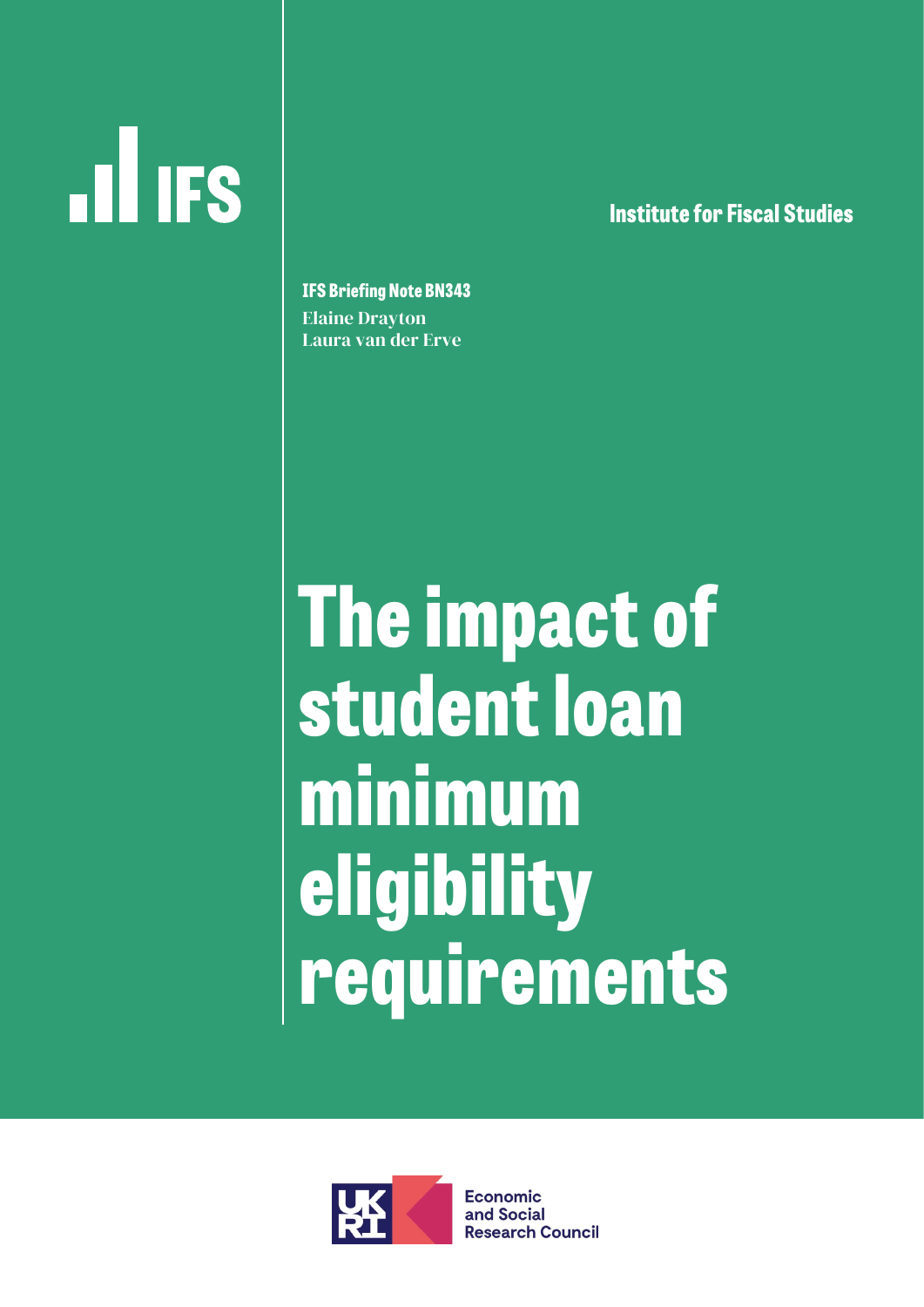IFS

Institute for Fiscal Studies

**IFS Briefing Note BN343**

Elaine Drayton

Laura van der Erve

# The impact of student loan minimum eligibility requirements

Economic and Social Research Council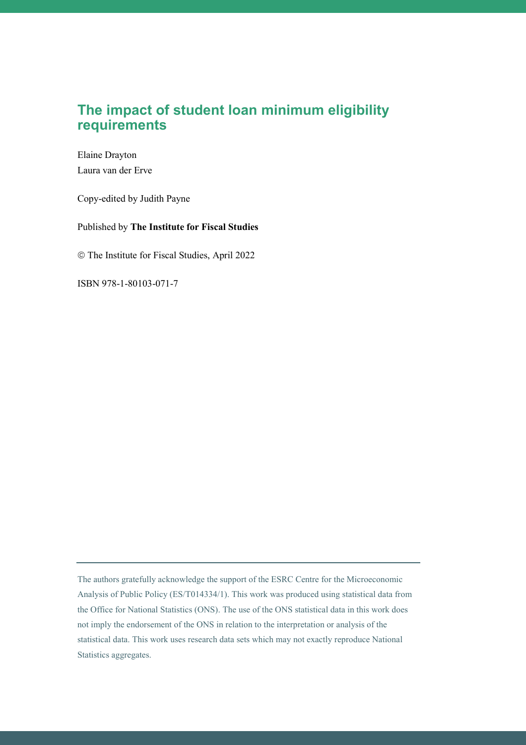# The impact of student loan minimum eligibility requirements

Elaine Drayton

Laura van der Erve

Copy-edited by Judith Payne

Published by **The Institute for Fiscal Studies**

© The Institute for Fiscal Studies, April 2022

ISBN 978-1-80103-071-7

---

The authors gratefully acknowledge the support of the ESRC Centre for the Microeconomic Analysis of Public Policy (ES/T014334/1). This work was produced using statistical data from the Office for National Statistics (ONS). The use of the ONS statistical data in this work does not imply the endorsement of the ONS in relation to the interpretation or analysis of the statistical data. This work uses research data sets which may not exactly reproduce National Statistics aggregates.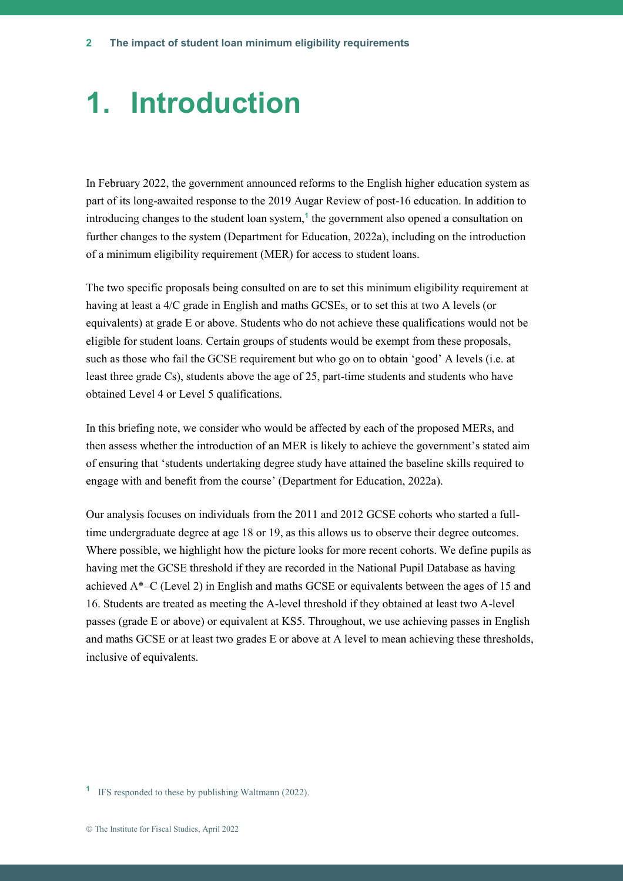# 1. Introduction

In February 2022, the government announced reforms to the English higher education system as part of its long-awaited response to the 2019 Augar Review of post-16 education. In addition to introducing changes to the student loan system,[1] the government also opened a consultation on further changes to the system (Department for Education, 2022a), including on the introduction of a minimum eligibility requirement (MER) for access to student loans.

The two specific proposals being consulted on are to set this minimum eligibility requirement at having at least a 4/C grade in English and maths GCSEs, or to set this at two A levels (or equivalents) at grade E or above. Students who do not achieve these qualifications would not be eligible for student loans. Certain groups of students would be exempt from these proposals, such as those who fail the GCSE requirement but who go on to obtain 'good' A levels (i.e. at least three grade Cs), students above the age of 25, part-time students and students who have obtained Level 4 or Level 5 qualifications.

In this briefing note, we consider who would be affected by each of the proposed MERs, and then assess whether the introduction of an MER is likely to achieve the government's stated aim of ensuring that 'students undertaking degree study have attained the baseline skills required to engage with and benefit from the course' (Department for Education, 2022a).

Our analysis focuses on individuals from the 2011 and 2012 GCSE cohorts who started a full-time undergraduate degree at age 18 or 19, as this allows us to observe their degree outcomes. Where possible, we highlight how the picture looks for more recent cohorts. We define pupils as having met the GCSE threshold if they are recorded in the National Pupil Database as having achieved A*–C (Level 2) in English and maths GCSE or equivalents between the ages of 15 and 16. Students are treated as meeting the A-level threshold if they obtained at least two A-level passes (grade E or above) or equivalent at KS5. Throughout, we use achieving passes in English and maths GCSE or at least two grades E or above at A level to mean achieving these thresholds, inclusive of equivalents.

[1] IFS responded to these by publishing Waltmann (2022).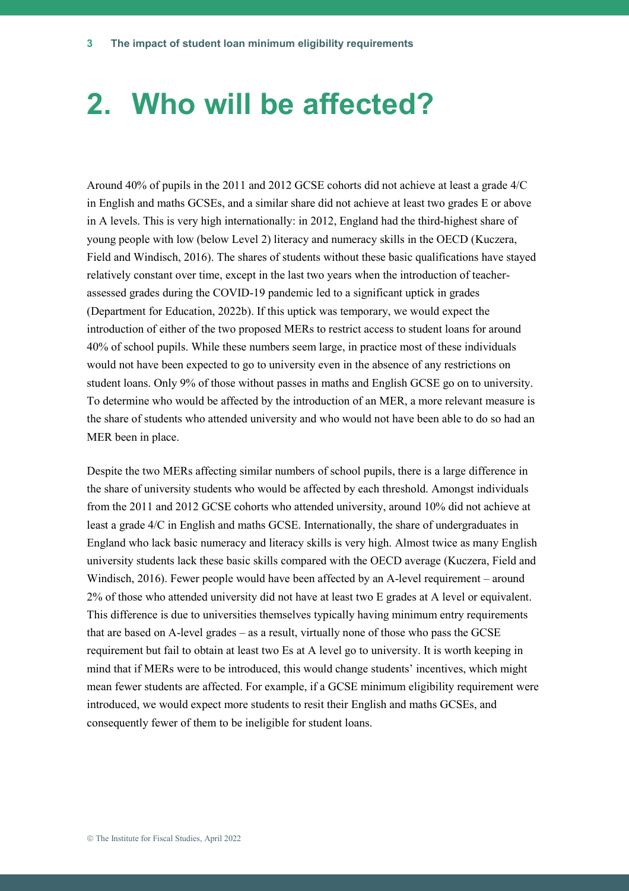# 2. Who will be affected?

Around 40% of pupils in the 2011 and 2012 GCSE cohorts did not achieve at least a grade 4/C in English and maths GCSEs, and a similar share did not achieve at least two grades E or above in A levels. This is very high internationally: in 2012, England had the third-highest share of young people with low (below Level 2) literacy and numeracy skills in the OECD (Kuczera, Field and Windisch, 2016). The shares of students without these basic qualifications have stayed relatively constant over time, except in the last two years when the introduction of teacher-assessed grades during the COVID-19 pandemic led to a significant uptick in grades (Department for Education, 2022b). If this uptick was temporary, we would expect the introduction of either of the two proposed MERs to restrict access to student loans for around 40% of school pupils. While these numbers seem large, in practice most of these individuals would not have been expected to go to university even in the absence of any restrictions on student loans. Only 9% of those without passes in maths and English GCSE go on to university. To determine who would be affected by the introduction of an MER, a more relevant measure is the share of students who attended university and who would not have been able to do so had an MER been in place.

Despite the two MERs affecting similar numbers of school pupils, there is a large difference in the share of university students who would be affected by each threshold. Amongst individuals from the 2011 and 2012 GCSE cohorts who attended university, around 10% did not achieve at least a grade 4/C in English and maths GCSE. Internationally, the share of undergraduates in England who lack basic numeracy and literacy skills is very high. Almost twice as many English university students lack these basic skills compared with the OECD average (Kuczera, Field and Windisch, 2016). Fewer people would have been affected by an A-level requirement – around 2% of those who attended university did not have at least two E grades at A level or equivalent. This difference is due to universities themselves typically having minimum entry requirements that are based on A-level grades – as a result, virtually none of those who pass the GCSE requirement but fail to obtain at least two Es at A level go to university. It is worth keeping in mind that if MERs were to be introduced, this would change students' incentives, which might mean fewer students are affected. For example, if a GCSE minimum eligibility requirement were introduced, we would expect more students to resit their English and maths GCSEs, and consequently fewer of them to be ineligible for student loans.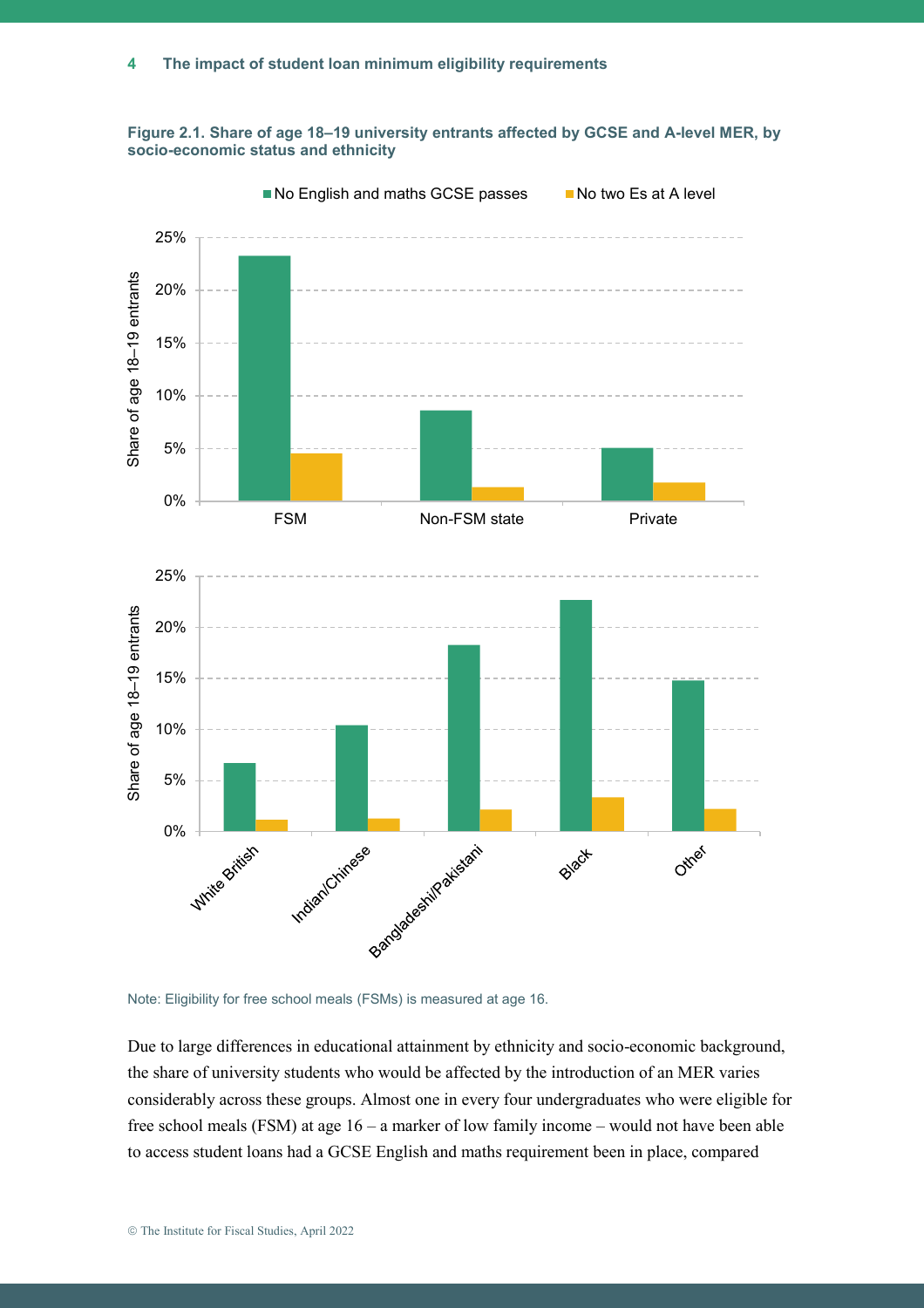**Figure 2.1. Share of age 18–19 university entrants affected by GCSE and A-level MER, by socio-economic status and ethnicity**

Note: Eligibility for free school meals (FSMs) is measured at age 16.

Due to large differences in educational attainment by ethnicity and socio-economic background, the share of university students who would be affected by the introduction of an MER varies considerably across these groups. Almost one in every four undergraduates who were eligible for free school meals (FSM) at age 16 – a marker of low family income – would not have been able to access student loans had a GCSE English and maths requirement been in place, compared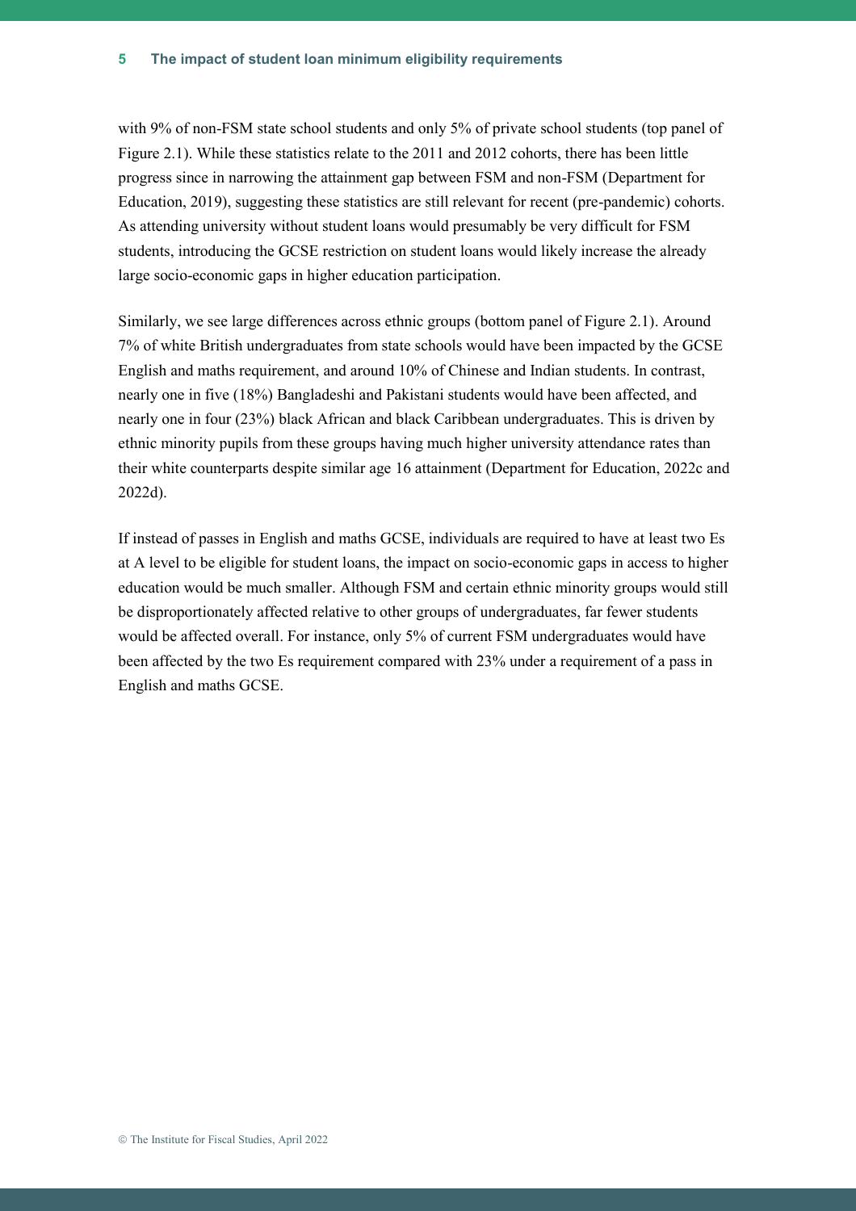with 9% of non-FSM state school students and only 5% of private school students (top panel of Figure 2.1). While these statistics relate to the 2011 and 2012 cohorts, there has been little progress since in narrowing the attainment gap between FSM and non-FSM (Department for Education, 2019), suggesting these statistics are still relevant for recent (pre-pandemic) cohorts. As attending university without student loans would presumably be very difficult for FSM students, introducing the GCSE restriction on student loans would likely increase the already large socio-economic gaps in higher education participation.

Similarly, we see large differences across ethnic groups (bottom panel of Figure 2.1). Around 7% of white British undergraduates from state schools would have been impacted by the GCSE English and maths requirement, and around 10% of Chinese and Indian students. In contrast, nearly one in five (18%) Bangladeshi and Pakistani students would have been affected, and nearly one in four (23%) black African and black Caribbean undergraduates. This is driven by ethnic minority pupils from these groups having much higher university attendance rates than their white counterparts despite similar age 16 attainment (Department for Education, 2022c and 2022d).

If instead of passes in English and maths GCSE, individuals are required to have at least two Es at A level to be eligible for student loans, the impact on socio-economic gaps in access to higher education would be much smaller. Although FSM and certain ethnic minority groups would still be disproportionately affected relative to other groups of undergraduates, far fewer students would be affected overall. For instance, only 5% of current FSM undergraduates would have been affected by the two Es requirement compared with 23% under a requirement of a pass in English and maths GCSE.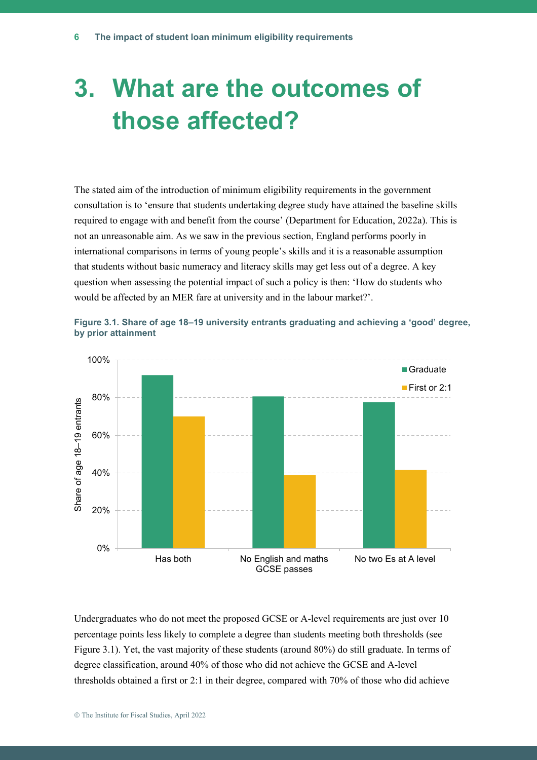# 3. What are the outcomes of those affected?

The stated aim of the introduction of minimum eligibility requirements in the government consultation is to 'ensure that students undertaking degree study have attained the baseline skills required to engage with and benefit from the course' (Department for Education, 2022a). This is not an unreasonable aim. As we saw in the previous section, England performs poorly in international comparisons in terms of young people's skills and it is a reasonable assumption that students without basic numeracy and literacy skills may get less out of a degree. A key question when assessing the potential impact of such a policy is then: 'How do students who would be affected by an MER fare at university and in the labour market?'.

**Figure 3.1. Share of age 18–19 university entrants graduating and achieving a 'good' degree, by prior attainment**

Undergraduates who do not meet the proposed GCSE or A-level requirements are just over 10 percentage points less likely to complete a degree than students meeting both thresholds (see Figure 3.1). Yet, the vast majority of these students (around 80%) do still graduate. In terms of degree classification, around 40% of those who did not achieve the GCSE and A-level thresholds obtained a first or 2:1 in their degree, compared with 70% of those who did achieve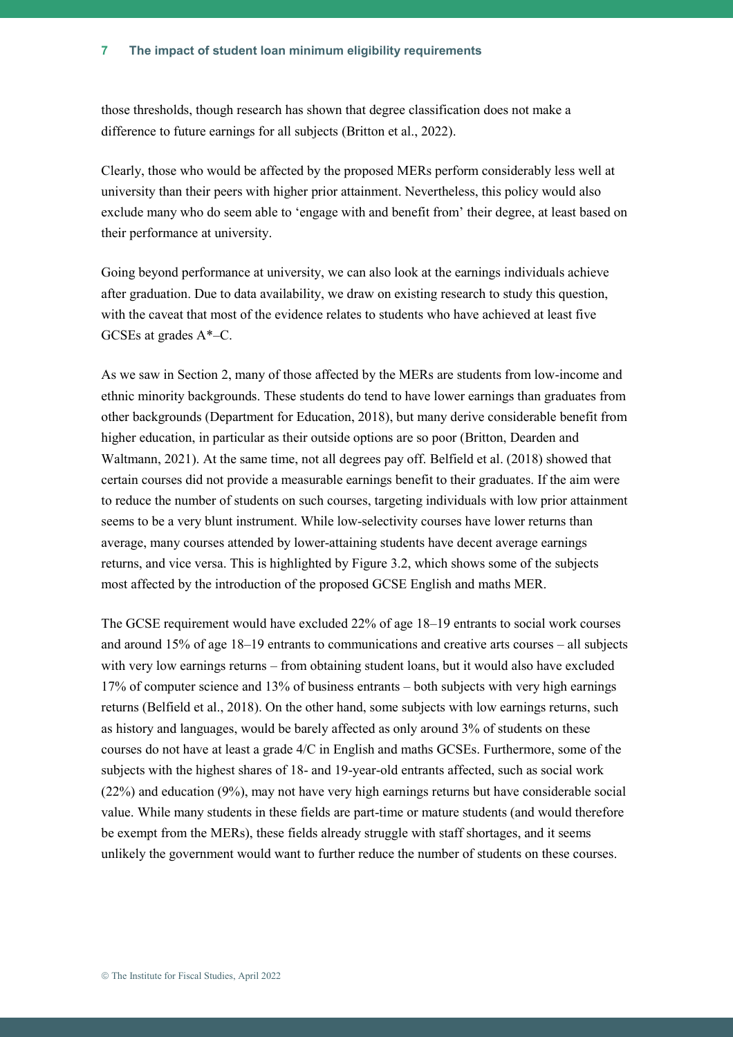those thresholds, though research has shown that degree classification does not make a difference to future earnings for all subjects (Britton et al., 2022).

Clearly, those who would be affected by the proposed MERs perform considerably less well at university than their peers with higher prior attainment. Nevertheless, this policy would also exclude many who do seem able to 'engage with and benefit from' their degree, at least based on their performance at university.

Going beyond performance at university, we can also look at the earnings individuals achieve after graduation. Due to data availability, we draw on existing research to study this question, with the caveat that most of the evidence relates to students who have achieved at least five GCSEs at grades A*–C.

As we saw in Section 2, many of those affected by the MERs are students from low-income and ethnic minority backgrounds. These students do tend to have lower earnings than graduates from other backgrounds (Department for Education, 2018), but many derive considerable benefit from higher education, in particular as their outside options are so poor (Britton, Dearden and Waltmann, 2021). At the same time, not all degrees pay off. Belfield et al. (2018) showed that certain courses did not provide a measurable earnings benefit to their graduates. If the aim were to reduce the number of students on such courses, targeting individuals with low prior attainment seems to be a very blunt instrument. While low-selectivity courses have lower returns than average, many courses attended by lower-attaining students have decent average earnings returns, and vice versa. This is highlighted by Figure 3.2, which shows some of the subjects most affected by the introduction of the proposed GCSE English and maths MER.

The GCSE requirement would have excluded 22% of age 18–19 entrants to social work courses and around 15% of age 18–19 entrants to communications and creative arts courses – all subjects with very low earnings returns – from obtaining student loans, but it would also have excluded 17% of computer science and 13% of business entrants – both subjects with very high earnings returns (Belfield et al., 2018). On the other hand, some subjects with low earnings returns, such as history and languages, would be barely affected as only around 3% of students on these courses do not have at least a grade 4/C in English and maths GCSEs. Furthermore, some of the subjects with the highest shares of 18- and 19-year-old entrants affected, such as social work (22%) and education (9%), may not have very high earnings returns but have considerable social value. While many students in these fields are part-time or mature students (and would therefore be exempt from the MERs), these fields already struggle with staff shortages, and it seems unlikely the government would want to further reduce the number of students on these courses.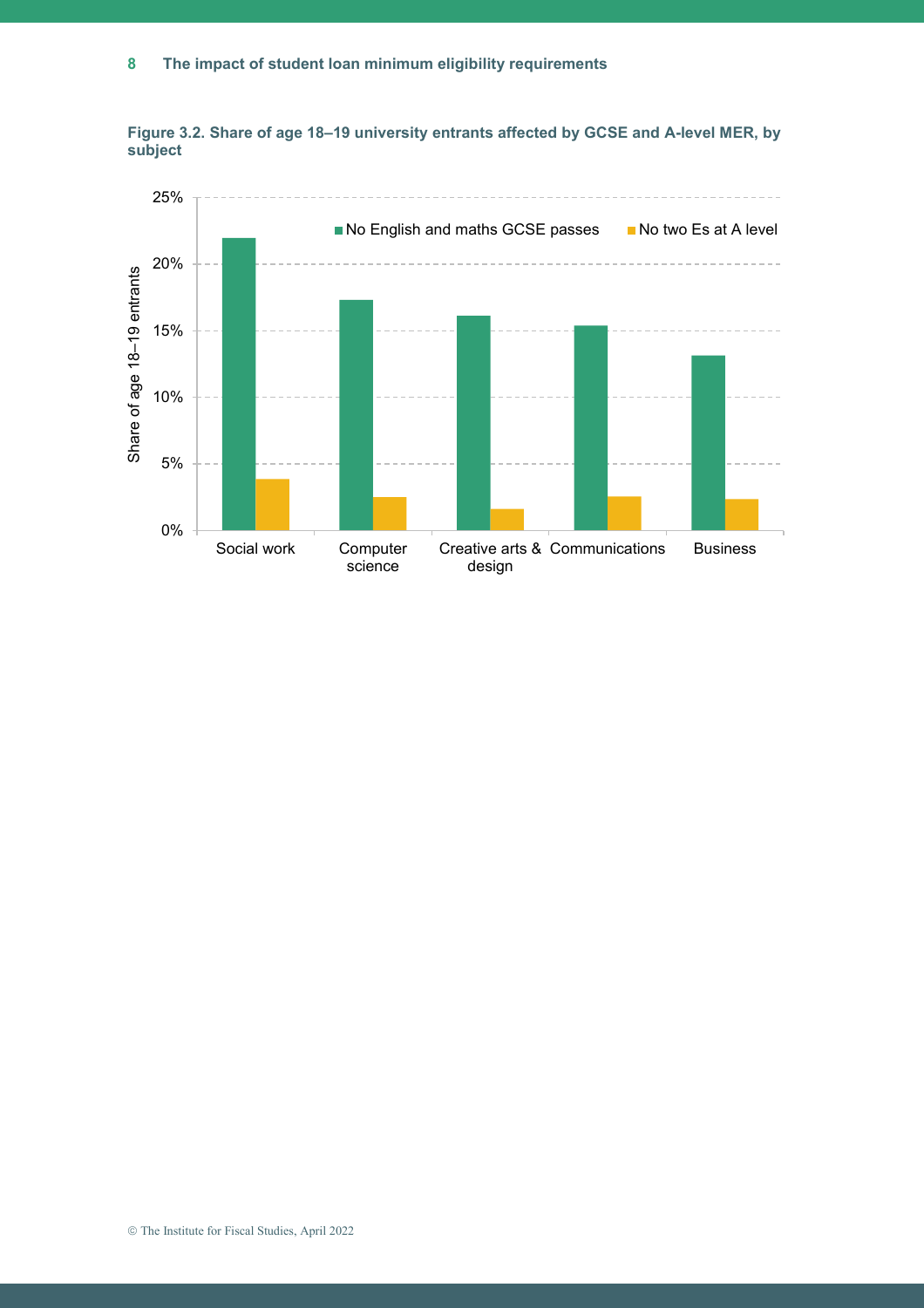**Figure 3.2. Share of age 18–19 university entrants affected by GCSE and A-level MER, by subject**

© The Institute for Fiscal Studies, April 2022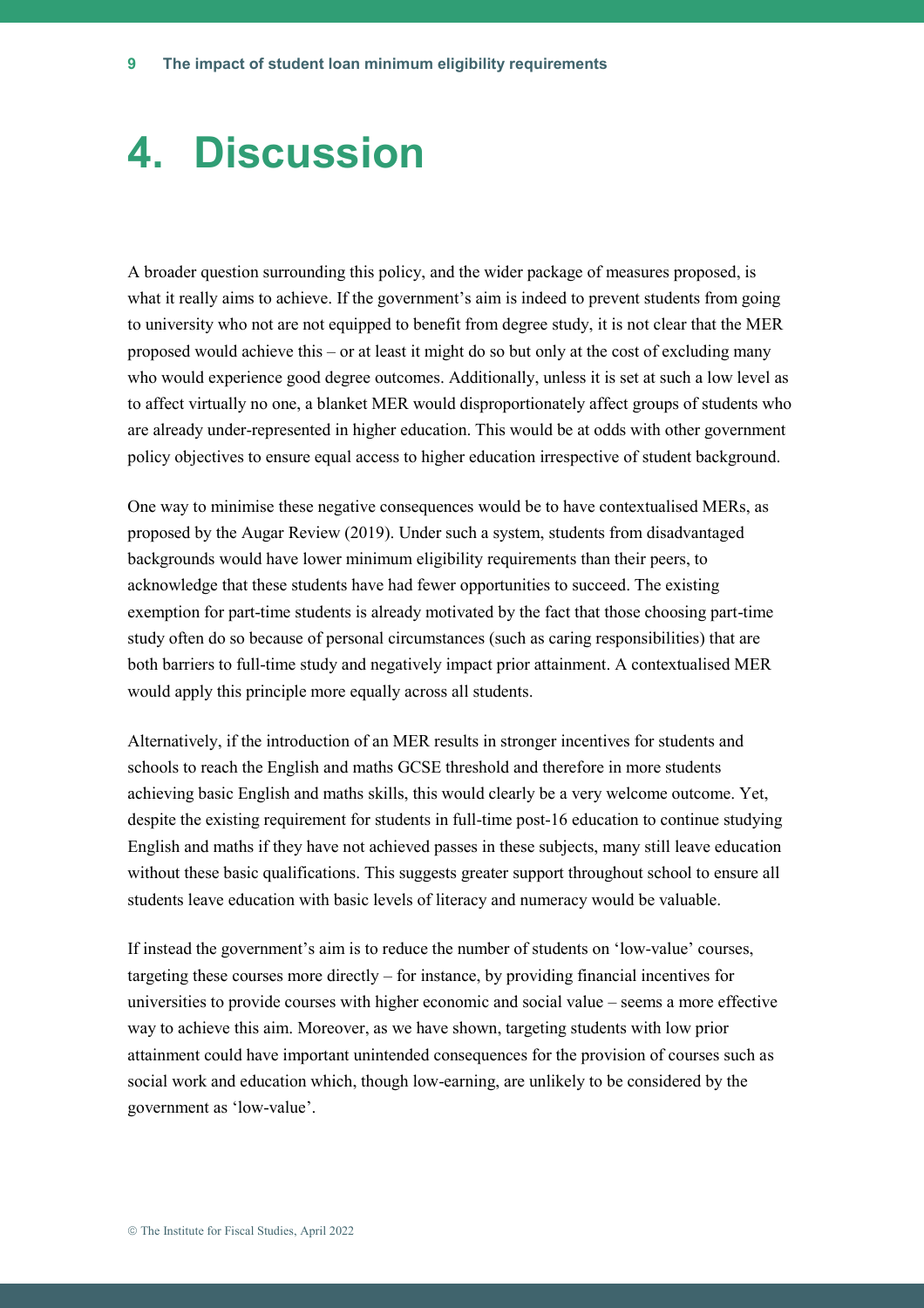# 4. Discussion

A broader question surrounding this policy, and the wider package of measures proposed, is what it really aims to achieve. If the government's aim is indeed to prevent students from going to university who not are not equipped to benefit from degree study, it is not clear that the MER proposed would achieve this – or at least it might do so but only at the cost of excluding many who would experience good degree outcomes. Additionally, unless it is set at such a low level as to affect virtually no one, a blanket MER would disproportionately affect groups of students who are already under-represented in higher education. This would be at odds with other government policy objectives to ensure equal access to higher education irrespective of student background.

One way to minimise these negative consequences would be to have contextualised MERs, as proposed by the Augar Review (2019). Under such a system, students from disadvantaged backgrounds would have lower minimum eligibility requirements than their peers, to acknowledge that these students have had fewer opportunities to succeed. The existing exemption for part-time students is already motivated by the fact that those choosing part-time study often do so because of personal circumstances (such as caring responsibilities) that are both barriers to full-time study and negatively impact prior attainment. A contextualised MER would apply this principle more equally across all students.

Alternatively, if the introduction of an MER results in stronger incentives for students and schools to reach the English and maths GCSE threshold and therefore in more students achieving basic English and maths skills, this would clearly be a very welcome outcome. Yet, despite the existing requirement for students in full-time post-16 education to continue studying English and maths if they have not achieved passes in these subjects, many still leave education without these basic qualifications. This suggests greater support throughout school to ensure all students leave education with basic levels of literacy and numeracy would be valuable.

If instead the government's aim is to reduce the number of students on 'low-value' courses, targeting these courses more directly – for instance, by providing financial incentives for universities to provide courses with higher economic and social value – seems a more effective way to achieve this aim. Moreover, as we have shown, targeting students with low prior attainment could have important unintended consequences for the provision of courses such as social work and education which, though low-earning, are unlikely to be considered by the government as 'low-value'.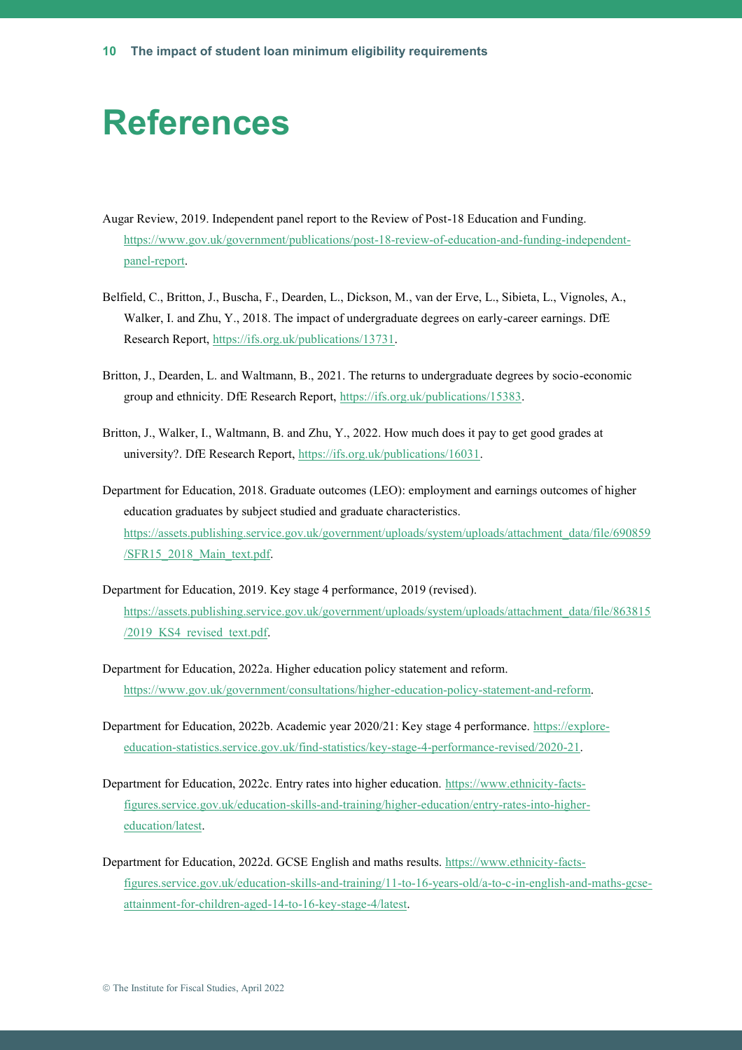# References

Augar Review, 2019. Independent panel report to the Review of Post-18 Education and Funding. https://www.gov.uk/government/publications/post-18-review-of-education-and-funding-independent-panel-report.

Belfield, C., Britton, J., Buscha, F., Dearden, L., Dickson, M., van der Erve, L., Sibieta, L., Vignoles, A., Walker, I. and Zhu, Y., 2018. The impact of undergraduate degrees on early-career earnings. DfE Research Report, https://ifs.org.uk/publications/13731.

Britton, J., Dearden, L. and Waltmann, B., 2021. The returns to undergraduate degrees by socio-economic group and ethnicity. DfE Research Report, https://ifs.org.uk/publications/15383.

Britton, J., Walker, I., Waltmann, B. and Zhu, Y., 2022. How much does it pay to get good grades at university?. DfE Research Report, https://ifs.org.uk/publications/16031.

Department for Education, 2018. Graduate outcomes (LEO): employment and earnings outcomes of higher education graduates by subject studied and graduate characteristics. https://assets.publishing.service.gov.uk/government/uploads/system/uploads/attachment_data/file/690859/SFR15_2018_Main_text.pdf.

Department for Education, 2019. Key stage 4 performance, 2019 (revised). https://assets.publishing.service.gov.uk/government/uploads/system/uploads/attachment_data/file/863815/2019_KS4_revised_text.pdf.

Department for Education, 2022a. Higher education policy statement and reform. https://www.gov.uk/government/consultations/higher-education-policy-statement-and-reform.

Department for Education, 2022b. Academic year 2020/21: Key stage 4 performance. https://explore-education-statistics.service.gov.uk/find-statistics/key-stage-4-performance-revised/2020-21.

Department for Education, 2022c. Entry rates into higher education. https://www.ethnicity-facts-figures.service.gov.uk/education-skills-and-training/higher-education/entry-rates-into-higher-education/latest.

Department for Education, 2022d. GCSE English and maths results. https://www.ethnicity-facts-figures.service.gov.uk/education-skills-and-training/11-to-16-years-old/a-to-c-in-english-and-maths-gcse-attainment-for-children-aged-14-to-16-key-stage-4/latest.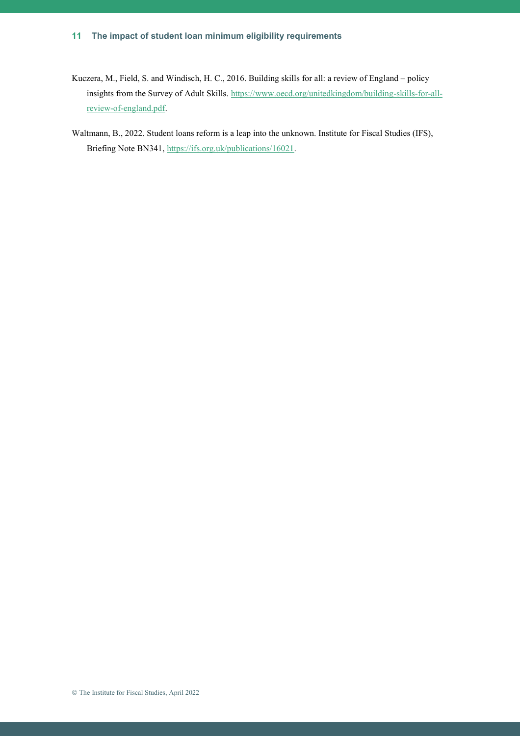Kuczera, M., Field, S. and Windisch, H. C., 2016. Building skills for all: a review of England – policy insights from the Survey of Adult Skills. https://www.oecd.org/unitedkingdom/building-skills-for-all-review-of-england.pdf.

Waltmann, B., 2022. Student loans reform is a leap into the unknown. Institute for Fiscal Studies (IFS), Briefing Note BN341, https://ifs.org.uk/publications/16021.